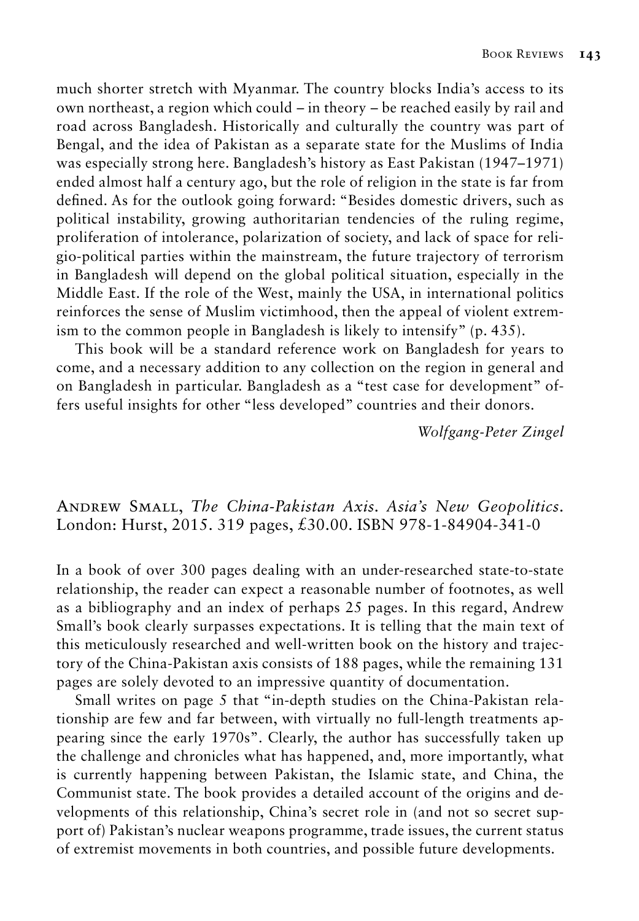much shorter stretch with Myanmar. The country blocks India's access to its own northeast, a region which could – in theory – be reached easily by rail and road across Bangladesh. Historically and culturally the country was part of Bengal, and the idea of Pakistan as a separate state for the Muslims of India was especially strong here. Bangladesh's history as East Pakistan (1947–1971) ended almost half a century ago, but the role of religion in the state is far from defined. As for the outlook going forward: "Besides domestic drivers, such as political instability, growing authoritarian tendencies of the ruling regime, proliferation of intolerance, polarization of society, and lack of space for religio-political parties within the mainstream, the future trajectory of terrorism in Bangladesh will depend on the global political situation, especially in the Middle East. If the role of the West, mainly the USA, in international politics reinforces the sense of Muslim victimhood, then the appeal of violent extremism to the common people in Bangladesh is likely to intensify" (p. 435).

This book will be a standard reference work on Bangladesh for years to come, and a necessary addition to any collection on the region in general and on Bangladesh in particular. Bangladesh as a "test case for development" offers useful insights for other "less developed" countries and their donors.

*Wolfgang-Peter Zingel*

## Andrew Small, *The China-Pakistan Axis. Asia's New Geopolitics.* London: Hurst, 2015. 319 pages, £30.00. ISBN 978-1-84904-341-0

In a book of over 300 pages dealing with an under-researched state-to-state relationship, the reader can expect a reasonable number of footnotes, as well as a bibliography and an index of perhaps 25 pages. In this regard, Andrew Small's book clearly surpasses expectations. It is telling that the main text of this meticulously researched and well-written book on the history and trajectory of the China-Pakistan axis consists of 188 pages, while the remaining 131 pages are solely devoted to an impressive quantity of documentation.

Small writes on page 5 that "in-depth studies on the China-Pakistan relationship are few and far between, with virtually no full-length treatments appearing since the early 1970s". Clearly, the author has successfully taken up the challenge and chronicles what has happened, and, more importantly, what is currently happening between Pakistan, the Islamic state, and China, the Communist state. The book provides a detailed account of the origins and developments of this relationship, China's secret role in (and not so secret support of) Pakistan's nuclear weapons programme, trade issues, the current status of extremist movements in both countries, and possible future developments.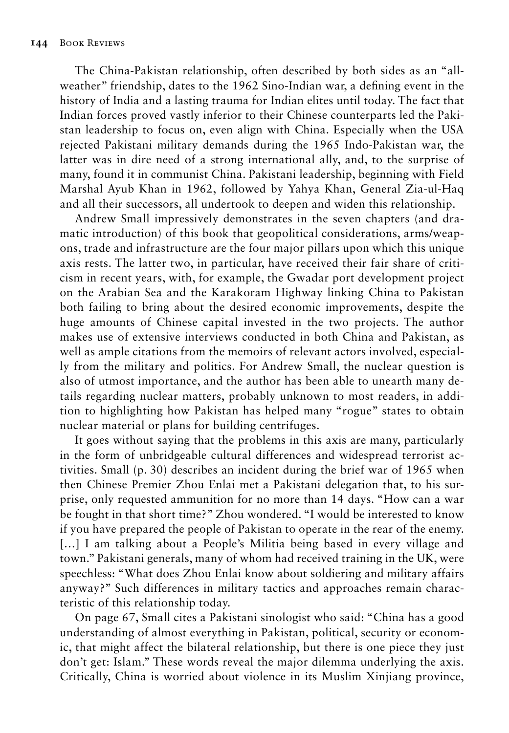The China-Pakistan relationship, often described by both sides as an "all-weather" friendship, dates to the 1962 Sino-Indian war, a defining event in the history of India and a lasting trauma for Indian elites until today. The fact that Indian forces proved vastly inferior to their Chinese counterparts led the Pakistan leadership to focus on, even align with China. Especially when the USA rejected Pakistani military demands during the 1965 Indo-Pakistan war, the latter was in dire need of a strong international ally, and, to the surprise of many, found it in communist China. Pakistani leadership, beginning with Field Marshal Ayub Khan in 1962, followed by Yahya Khan, General Zia-ul-Haq and all their successors, all undertook to deepen and widen this relationship.

Andrew Small impressively demonstrates in the seven chapters (and dramatic introduction) of this book that geopolitical considerations, arms/weapons, trade and infrastructure are the four major pillars upon which this unique axis rests. The latter two, in particular, have received their fair share of criticism in recent years, with, for example, the Gwadar port development project on the Arabian Sea and the Karakoram Highway linking China to Pakistan both failing to bring about the desired economic improvements, despite the huge amounts of Chinese capital invested in the two projects. The author makes use of extensive interviews conducted in both China and Pakistan, as well as ample citations from the memoirs of relevant actors involved, especially from the military and politics. For Andrew Small, the nuclear question is also of utmost importance, and the author has been able to unearth many details regarding nuclear matters, probably unknown to most readers, in addition to highlighting how Pakistan has helped many "rogue" states to obtain nuclear material or plans for building centrifuges.

It goes without saying that the problems in this axis are many, particularly in the form of unbridgeable cultural differences and widespread terrorist activities. Small (p. 30) describes an incident during the brief war of 1965 when then Chinese Premier Zhou Enlai met a Pakistani delegation that, to his surprise, only requested ammunition for no more than 14 days. "How can a war be fought in that short time?" Zhou wondered. "I would be interested to know if you have prepared the people of Pakistan to operate in the rear of the enemy. […] I am talking about a People's Militia being based in every village and town." Pakistani generals, many of whom had received training in the UK, were speechless: "What does Zhou Enlai know about soldiering and military affairs anyway?" Such differences in military tactics and approaches remain characteristic of this relationship today.

On page 67, Small cites a Pakistani sinologist who said: "China has a good understanding of almost everything in Pakistan, political, security or economic, that might affect the bilateral relationship, but there is one piece they just don't get: Islam." These words reveal the major dilemma underlying the axis. Critically, China is worried about violence in its Muslim Xinjiang province,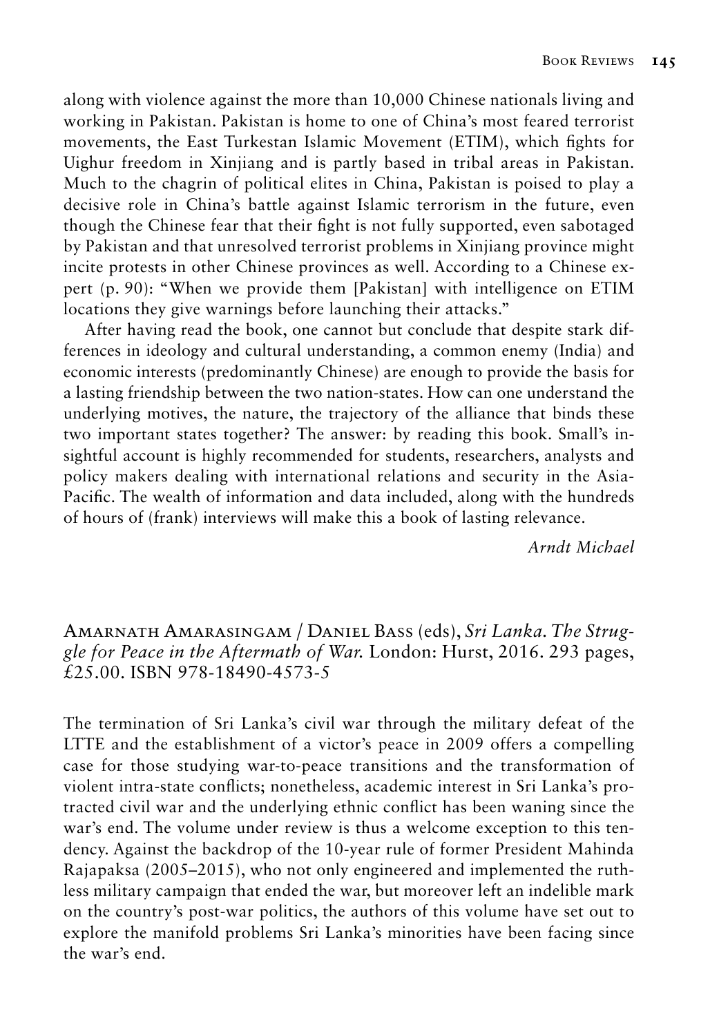along with violence against the more than 10,000 Chinese nationals living and working in Pakistan. Pakistan is home to one of China's most feared terrorist movements, the East Turkestan Islamic Movement (ETIM), which fights for Uighur freedom in Xinjiang and is partly based in tribal areas in Pakistan. Much to the chagrin of political elites in China, Pakistan is poised to play a decisive role in China's battle against Islamic terrorism in the future, even though the Chinese fear that their fight is not fully supported, even sabotaged by Pakistan and that unresolved terrorist problems in Xinjiang province might incite protests in other Chinese provinces as well. According to a Chinese expert (p. 90): "When we provide them [Pakistan] with intelligence on ETIM locations they give warnings before launching their attacks."

After having read the book, one cannot but conclude that despite stark differences in ideology and cultural understanding, a common enemy (India) and economic interests (predominantly Chinese) are enough to provide the basis for a lasting friendship between the two nation-states. How can one understand the underlying motives, the nature, the trajectory of the alliance that binds these two important states together? The answer: by reading this book. Small's insightful account is highly recommended for students, researchers, analysts and policy makers dealing with international relations and security in the Asia-Pacific. The wealth of information and data included, along with the hundreds of hours of (frank) interviews will make this a book of lasting relevance.

*Arndt Michael*

## Amarnath Amarasingam / Daniel Bass (eds), *Sri Lanka. The Struggle for Peace in the Aftermath of War.* London: Hurst, 2016. 293 pages, £25.00. ISBN 978-18490-4573-5

The termination of Sri Lanka's civil war through the military defeat of the LTTE and the establishment of a victor's peace in 2009 offers a compelling case for those studying war-to-peace transitions and the transformation of violent intra-state conflicts; nonetheless, academic interest in Sri Lanka's protracted civil war and the underlying ethnic conflict has been waning since the war's end. The volume under review is thus a welcome exception to this tendency. Against the backdrop of the 10-year rule of former President Mahinda Rajapaksa (2005–2015), who not only engineered and implemented the ruthless military campaign that ended the war, but moreover left an indelible mark on the country's post-war politics, the authors of this volume have set out to explore the manifold problems Sri Lanka's minorities have been facing since the war's end.